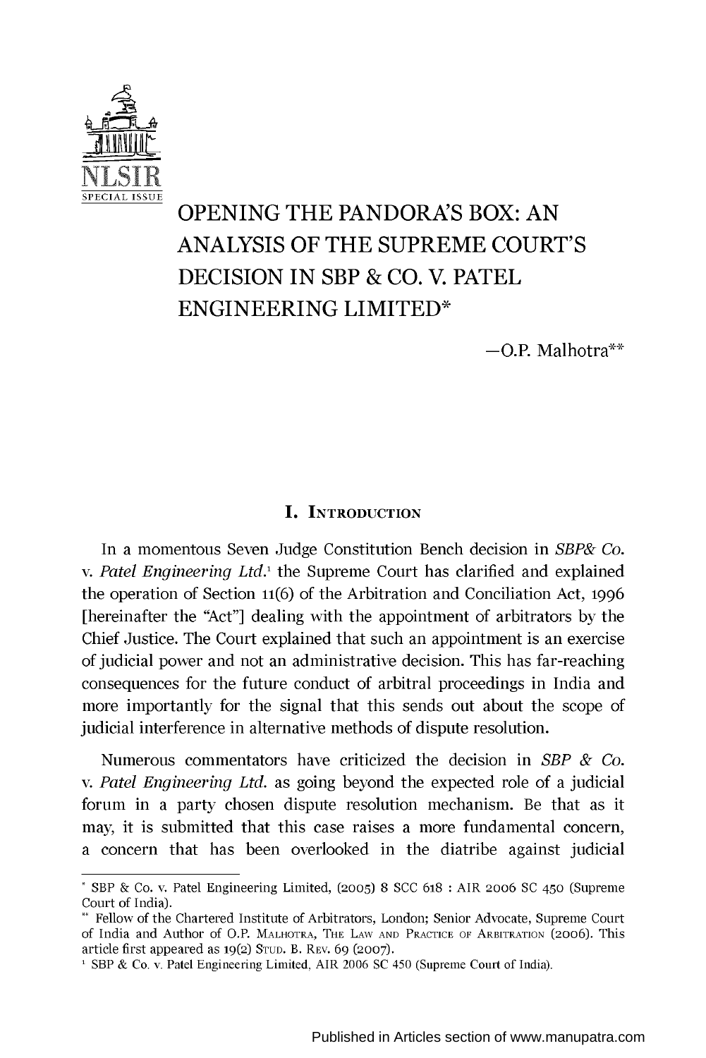# OPENING THE PANDORA'S BOX: AN ANALYSIS OF THE SUPREME COURT'S DECISION IN SBP & CO. V. PATEL ENGINEERING LIMITED*

—O.P. Malhotra**

## I. Introduction

In a momentous Seven Judge Constitution Bench decision in *SBP& Co. v. Patel Engineering Ltd.*[1] the Supreme Court has clarified and explained the operation of Section 11(6) of the Arbitration and Conciliation Act, 1996 [hereinafter the "Act"] dealing with the appointment of arbitrators by the Chief Justice. The Court explained that such an appointment is an exercise of judicial power and not an administrative decision. This has far-reaching consequences for the future conduct of arbitral proceedings in India and more importantly for the signal that this sends out about the scope of judicial interference in alternative methods of dispute resolution.

Numerous commentators have criticized the decision in *SBP & Co. v. Patel Engineering Ltd.* as going beyond the expected role of a judicial forum in a party chosen dispute resolution mechanism. Be that as it may, it is submitted that this case raises a more fundamental concern, a concern that has been overlooked in the diatribe against judicial

---

\* SBP & Co. v. Patel Engineering Limited, (2005) 8 SCC 618 : AIR 2006 SC 450 (Supreme Court of India).

\** Fellow of the Chartered Institute of Arbitrators, London; Senior Advocate, Supreme Court of India and Author of O.P. Malhotra, The Law and Practice of Arbitration (2006). This article first appeared as 19(2) Stud. B. Rev. 69 (2007).

[1] SBP & Co. v. Patel Engineering Limited, AIR 2006 SC 450 (Supreme Court of India).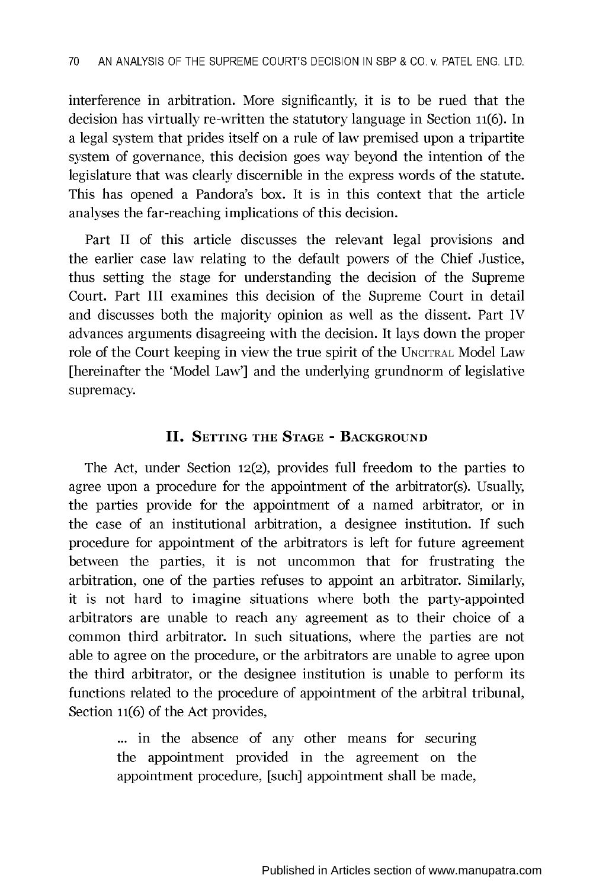interference in arbitration. More significantly, it is to be rued that the decision has virtually re-written the statutory language in Section 11(6). In a legal system that prides itself on a rule of law premised upon a tripartite system of governance, this decision goes way beyond the intention of the legislature that was clearly discernible in the express words of the statute. This has opened a Pandora's box. It is in this context that the article analyses the far-reaching implications of this decision.

Part II of this article discusses the relevant legal provisions and the earlier case law relating to the default powers of the Chief Justice, thus setting the stage for understanding the decision of the Supreme Court. Part III examines this decision of the Supreme Court in detail and discusses both the majority opinion as well as the dissent. Part IV advances arguments disagreeing with the decision. It lays down the proper role of the Court keeping in view the true spirit of the UNCITRAL Model Law [hereinafter the 'Model Law'] and the underlying grundnorm of legislative supremacy.

## II. SETTING THE STAGE - BACKGROUND

The Act, under Section 12(2), provides full freedom to the parties to agree upon a procedure for the appointment of the arbitrator(s). Usually, the parties provide for the appointment of a named arbitrator, or in the case of an institutional arbitration, a designee institution. If such procedure for appointment of the arbitrators is left for future agreement between the parties, it is not uncommon that for frustrating the arbitration, one of the parties refuses to appoint an arbitrator. Similarly, it is not hard to imagine situations where both the party-appointed arbitrators are unable to reach any agreement as to their choice of a common third arbitrator. In such situations, where the parties are not able to agree on the procedure, or the arbitrators are unable to agree upon the third arbitrator, or the designee institution is unable to perform its functions related to the procedure of appointment of the arbitral tribunal, Section 11(6) of the Act provides,

> ... in the absence of any other means for securing the appointment provided in the agreement on the appointment procedure, [such] appointment shall be made,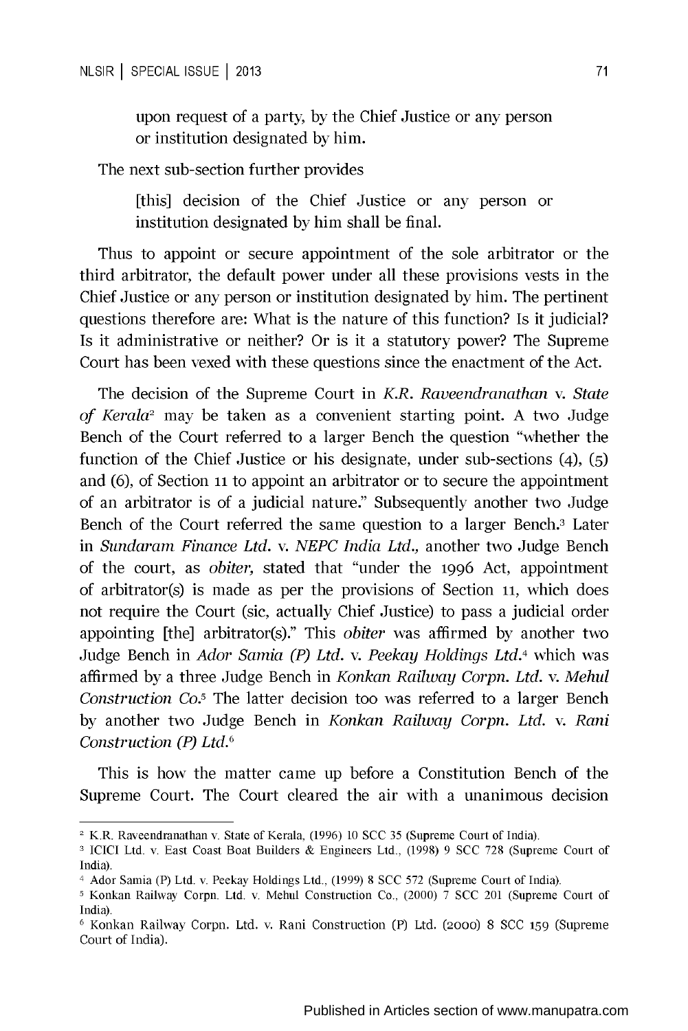> upon request of a party, by the Chief Justice or any person or institution designated by him.

The next sub-section further provides

> [this] decision of the Chief Justice or any person or institution designated by him shall be final.

Thus to appoint or secure appointment of the sole arbitrator or the third arbitrator, the default power under all these provisions vests in the Chief Justice or any person or institution designated by him. The pertinent questions therefore are: What is the nature of this function? Is it judicial? Is it administrative or neither? Or is it a statutory power? The Supreme Court has been vexed with these questions since the enactment of the Act.

The decision of the Supreme Court in *K.R. Raveendranathan* v. *State of Kerala*[2] may be taken as a convenient starting point. A two Judge Bench of the Court referred to a larger Bench the question "whether the function of the Chief Justice or his designate, under sub-sections (4), (5) and (6), of Section 11 to appoint an arbitrator or to secure the appointment of an arbitrator is of a judicial nature." Subsequently another two Judge Bench of the Court referred the same question to a larger Bench.[3] Later in *Sundaram Finance Ltd.* v. *NEPC India Ltd.,* another two Judge Bench of the court, as *obiter,* stated that "under the 1996 Act, appointment of arbitrator(s) is made as per the provisions of Section 11, which does not require the Court (sic, actually Chief Justice) to pass a judicial order appointing [the] arbitrator(s)." This *obiter* was affirmed by another two Judge Bench in *Ador Samia (P) Ltd.* v. *Peekay Holdings Ltd.*[4] which was affirmed by a three Judge Bench in *Konkan Railway Corpn. Ltd.* v. *Mehul Construction Co.*[5] The latter decision too was referred to a larger Bench by another two Judge Bench in *Konkan Railway Corpn. Ltd.* v. *Rani Construction (P) Ltd.*[6]

This is how the matter came up before a Constitution Bench of the Supreme Court. The Court cleared the air with a unanimous decision

---

[2] K.R. Raveendranathan v. State of Kerala, (1996) 10 SCC 35 (Supreme Court of India).

[3] ICICI Ltd. v. East Coast Boat Builders & Engineers Ltd., (1998) 9 SCC 728 (Supreme Court of India).

[4] Ador Samia (P) Ltd. v. Peekay Holdings Ltd., (1999) 8 SCC 572 (Supreme Court of India).

[5] Konkan Railway Corpn. Ltd. v. Mehul Construction Co., (2000) 7 SCC 201 (Supreme Court of India).

[6] Konkan Railway Corpn. Ltd. v. Rani Construction (P) Ltd. (2000) 8 SCC 159 (Supreme Court of India).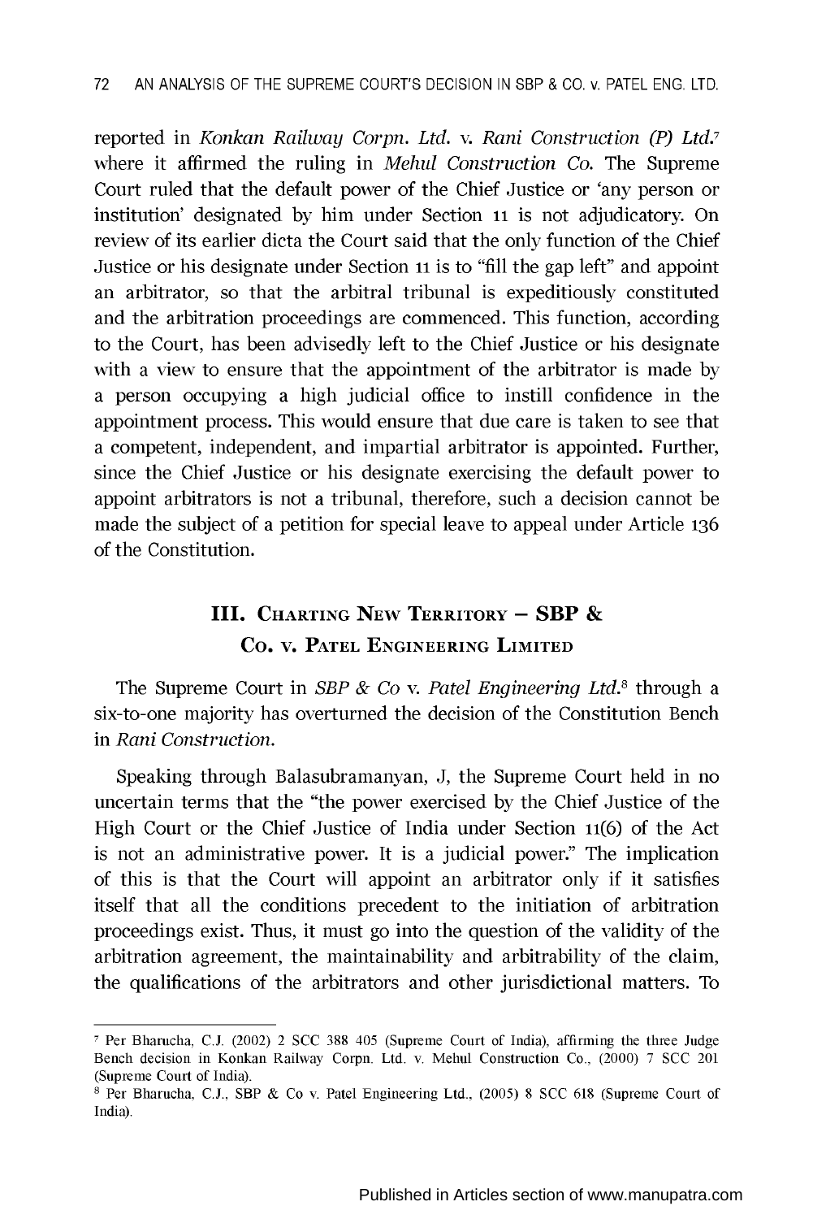reported in *Konkan Railway Corpn. Ltd.* v. *Rani Construction (P) Ltd.*[7] where it affirmed the ruling in *Mehul Construction Co.* The Supreme Court ruled that the default power of the Chief Justice or 'any person or institution' designated by him under Section 11 is not adjudicatory. On review of its earlier dicta the Court said that the only function of the Chief Justice or his designate under Section 11 is to "fill the gap left" and appoint an arbitrator, so that the arbitral tribunal is expeditiously constituted and the arbitration proceedings are commenced. This function, according to the Court, has been advisedly left to the Chief Justice or his designate with a view to ensure that the appointment of the arbitrator is made by a person occupying a high judicial office to instill confidence in the appointment process. This would ensure that due care is taken to see that a competent, independent, and impartial arbitrator is appointed. Further, since the Chief Justice or his designate exercising the default power to appoint arbitrators is not a tribunal, therefore, such a decision cannot be made the subject of a petition for special leave to appeal under Article 136 of the Constitution.

## III. Charting New Territory – SBP & Co. v. Patel Engineering Limited

The Supreme Court in *SBP & Co* v. *Patel Engineering Ltd.*[8] through a six-to-one majority has overturned the decision of the Constitution Bench in *Rani Construction.*

Speaking through Balasubramanyan, J, the Supreme Court held in no uncertain terms that the "the power exercised by the Chief Justice of the High Court or the Chief Justice of India under Section 11(6) of the Act is not an administrative power. It is a judicial power." The implication of this is that the Court will appoint an arbitrator only if it satisfies itself that all the conditions precedent to the initiation of arbitration proceedings exist. Thus, it must go into the question of the validity of the arbitration agreement, the maintainability and arbitrability of the claim, the qualifications of the arbitrators and other jurisdictional matters. To

---

[7] Per Bharucha, C.J. (2002) 2 SCC 388 405 (Supreme Court of India), affirming the three Judge Bench decision in Konkan Railway Corpn. Ltd. v. Mehul Construction Co., (2000) 7 SCC 201 (Supreme Court of India).

[8] Per Bharucha, C.J., SBP & Co v. Patel Engineering Ltd., (2005) 8 SCC 618 (Supreme Court of India).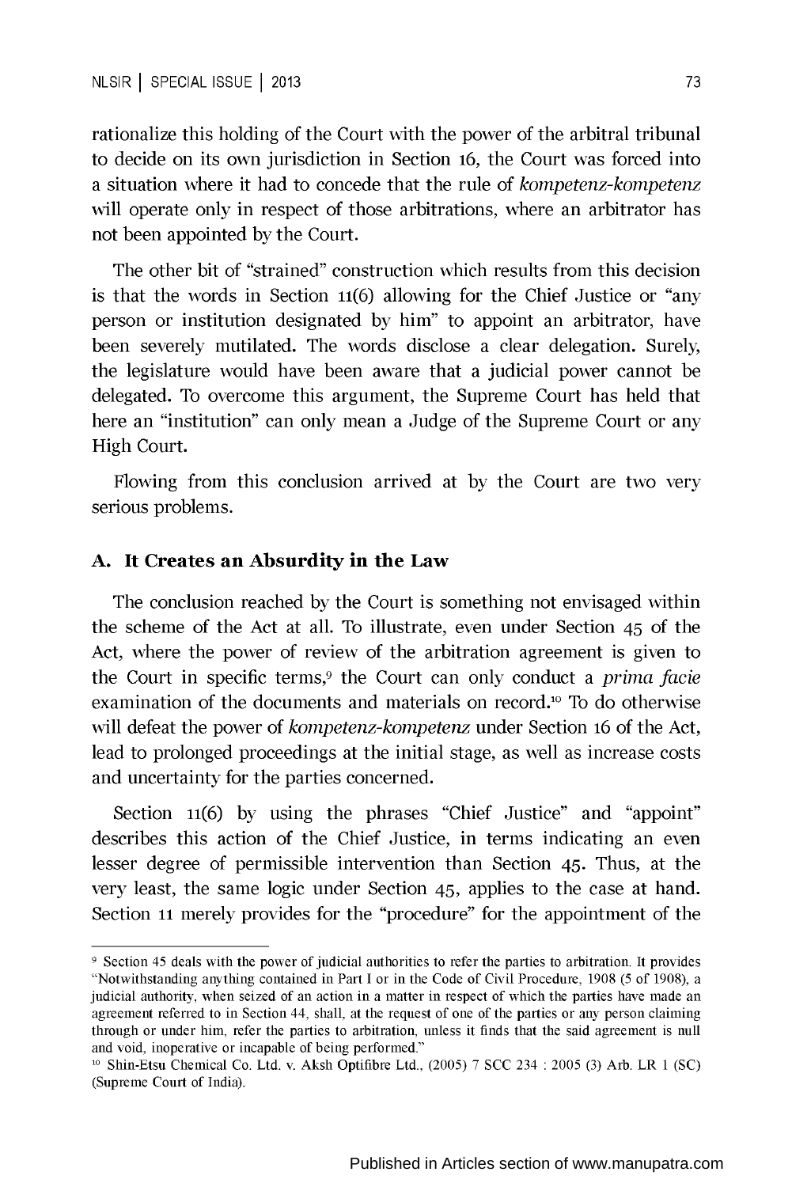rationalize this holding of the Court with the power of the arbitral tribunal to decide on its own jurisdiction in Section 16, the Court was forced into a situation where it had to concede that the rule of *kompetenz-kompetenz* will operate only in respect of those arbitrations, where an arbitrator has not been appointed by the Court.

The other bit of "strained" construction which results from this decision is that the words in Section 11(6) allowing for the Chief Justice or "any person or institution designated by him" to appoint an arbitrator, have been severely mutilated. The words disclose a clear delegation. Surely, the legislature would have been aware that a judicial power cannot be delegated. To overcome this argument, the Supreme Court has held that here an "institution" can only mean a Judge of the Supreme Court or any High Court.

Flowing from this conclusion arrived at by the Court are two very serious problems.

### A. It Creates an Absurdity in the Law

The conclusion reached by the Court is something not envisaged within the scheme of the Act at all. To illustrate, even under Section 45 of the Act, where the power of review of the arbitration agreement is given to the Court in specific terms,[9] the Court can only conduct a *prima facie* examination of the documents and materials on record.[10] To do otherwise will defeat the power of *kompetenz-kompetenz* under Section 16 of the Act, lead to prolonged proceedings at the initial stage, as well as increase costs and uncertainty for the parties concerned.

Section 11(6) by using the phrases "Chief Justice" and "appoint" describes this action of the Chief Justice, in terms indicating an even lesser degree of permissible intervention than Section 45. Thus, at the very least, the same logic under Section 45, applies to the case at hand. Section 11 merely provides for the "procedure" for the appointment of the

---

[9] Section 45 deals with the power of judicial authorities to refer the parties to arbitration. It provides "Notwithstanding anything contained in Part I or in the Code of Civil Procedure, 1908 (5 of 1908), a judicial authority, when seized of an action in a matter in respect of which the parties have made an agreement referred to in Section 44, shall, at the request of one of the parties or any person claiming through or under him, refer the parties to arbitration, unless it finds that the said agreement is null and void, inoperative or incapable of being performed."

[10] Shin-Etsu Chemical Co. Ltd. v. Aksh Optifibre Ltd., (2005) 7 SCC 234 : 2005 (3) Arb. LR 1 (SC) (Supreme Court of India).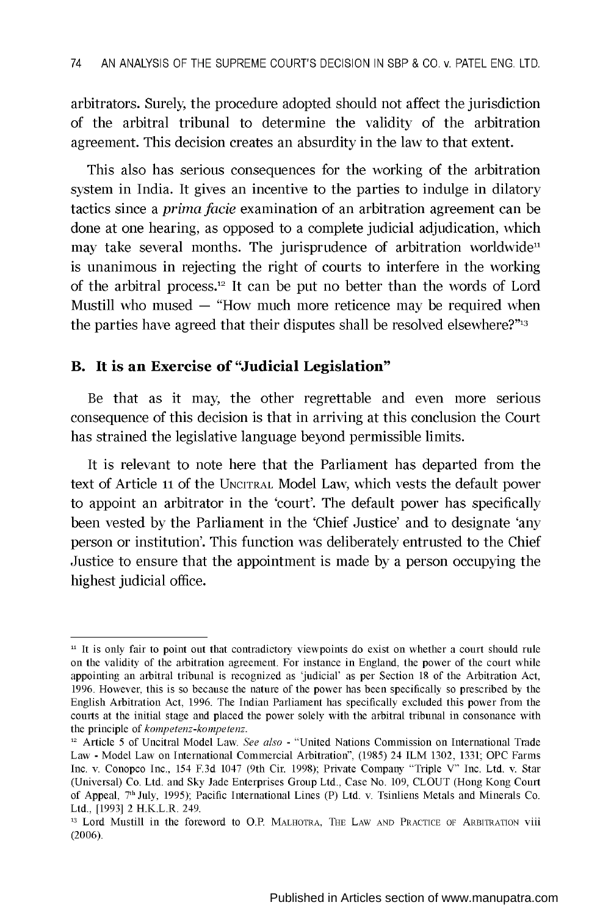arbitrators. Surely, the procedure adopted should not affect the jurisdiction of the arbitral tribunal to determine the validity of the arbitration agreement. This decision creates an absurdity in the law to that extent.

This also has serious consequences for the working of the arbitration system in India. It gives an incentive to the parties to indulge in dilatory tactics since a *prima facie* examination of an arbitration agreement can be done at one hearing, as opposed to a complete judicial adjudication, which may take several months. The jurisprudence of arbitration worldwide[11] is unanimous in rejecting the right of courts to interfere in the working of the arbitral process.[12] It can be put no better than the words of Lord Mustill who mused — "How much more reticence may be required when the parties have agreed that their disputes shall be resolved elsewhere?"[13]

### B. It is an Exercise of "Judicial Legislation"

Be that as it may, the other regrettable and even more serious consequence of this decision is that in arriving at this conclusion the Court has strained the legislative language beyond permissible limits.

It is relevant to note here that the Parliament has departed from the text of Article 11 of the UNCITRAL Model Law, which vests the default power to appoint an arbitrator in the 'court'. The default power has specifically been vested by the Parliament in the 'Chief Justice' and to designate 'any person or institution'. This function was deliberately entrusted to the Chief Justice to ensure that the appointment is made by a person occupying the highest judicial office.

---

[11] It is only fair to point out that contradictory viewpoints do exist on whether a court should rule on the validity of the arbitration agreement. For instance in England, the power of the court while appointing an arbitral tribunal is recognized as 'judicial' as per Section 18 of the Arbitration Act, 1996. However, this is so because the nature of the power has been specifically so prescribed by the English Arbitration Act, 1996. The Indian Parliament has specifically excluded this power from the courts at the initial stage and placed the power solely with the arbitral tribunal in consonance with the principle of *kompetenz-kompetenz*.

[12] Article 5 of Uncitral Model Law. *See also* - "United Nations Commission on International Trade Law - Model Law on International Commercial Arbitration", (1985) 24 ILM 1302, 1331; OPC Farms Inc. v. Conopco Inc., 154 F.3d 1047 (9th Cir. 1998); Private Company "Triple V" Inc. Ltd. v. Star (Universal) Co. Ltd. and Sky Jade Enterprises Group Ltd., Case No. 109, CLOUT (Hong Kong Court of Appeal, 7th July, 1995); Pacific International Lines (P) Ltd. v. Tsinliens Metals and Minerals Co. Ltd., [1993] 2 H.K.L.R. 249.

[13] Lord Mustill in the foreword to O.P. MALHOTRA, THE LAW AND PRACTICE OF ARBITRATION viii (2006).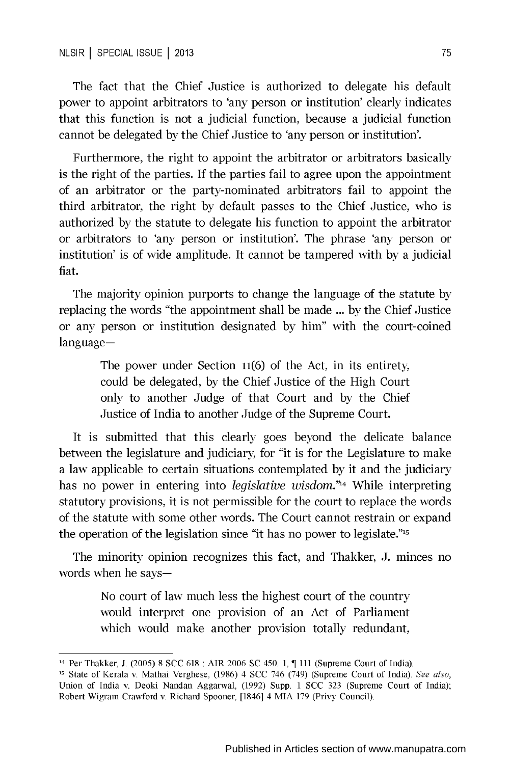The fact that the Chief Justice is authorized to delegate his default power to appoint arbitrators to 'any person or institution' clearly indicates that this function is not a judicial function, because a judicial function cannot be delegated by the Chief Justice to 'any person or institution'.

Furthermore, the right to appoint the arbitrator or arbitrators basically is the right of the parties. If the parties fail to agree upon the appointment of an arbitrator or the party-nominated arbitrators fail to appoint the third arbitrator, the right by default passes to the Chief Justice, who is authorized by the statute to delegate his function to appoint the arbitrator or arbitrators to 'any person or institution'. The phrase 'any person or institution' is of wide amplitude. It cannot be tampered with by a judicial fiat.

The majority opinion purports to change the language of the statute by replacing the words "the appointment shall be made ... by the Chief Justice or any person or institution designated by him" with the court-coined language—

> The power under Section 11(6) of the Act, in its entirety, could be delegated, by the Chief Justice of the High Court only to another Judge of that Court and by the Chief Justice of India to another Judge of the Supreme Court.

It is submitted that this clearly goes beyond the delicate balance between the legislature and judiciary, for "it is for the Legislature to make a law applicable to certain situations contemplated by it and the judiciary has no power in entering into *legislative wisdom*."[14] While interpreting statutory provisions, it is not permissible for the court to replace the words of the statute with some other words. The Court cannot restrain or expand the operation of the legislation since "it has no power to legislate."[15]

The minority opinion recognizes this fact, and Thakker, J. minces no words when he says—

> No court of law much less the highest court of the country would interpret one provision of an Act of Parliament which would make another provision totally redundant,

---

[14] Per Thakker, J. (2005) 8 SCC 618 : AIR 2006 SC 450. 1, ¶ 111 (Supreme Court of India).

[15] State of Kerala v. Mathai Verghese, (1986) 4 SCC 746 (749) (Supreme Court of India). *See also*, Union of India v. Deoki Nandan Aggarwal, (1992) Supp. 1 SCC 323 (Supreme Court of India); Robert Wigram Crawford v. Richard Spooner, [1846] 4 MIA 179 (Privy Council).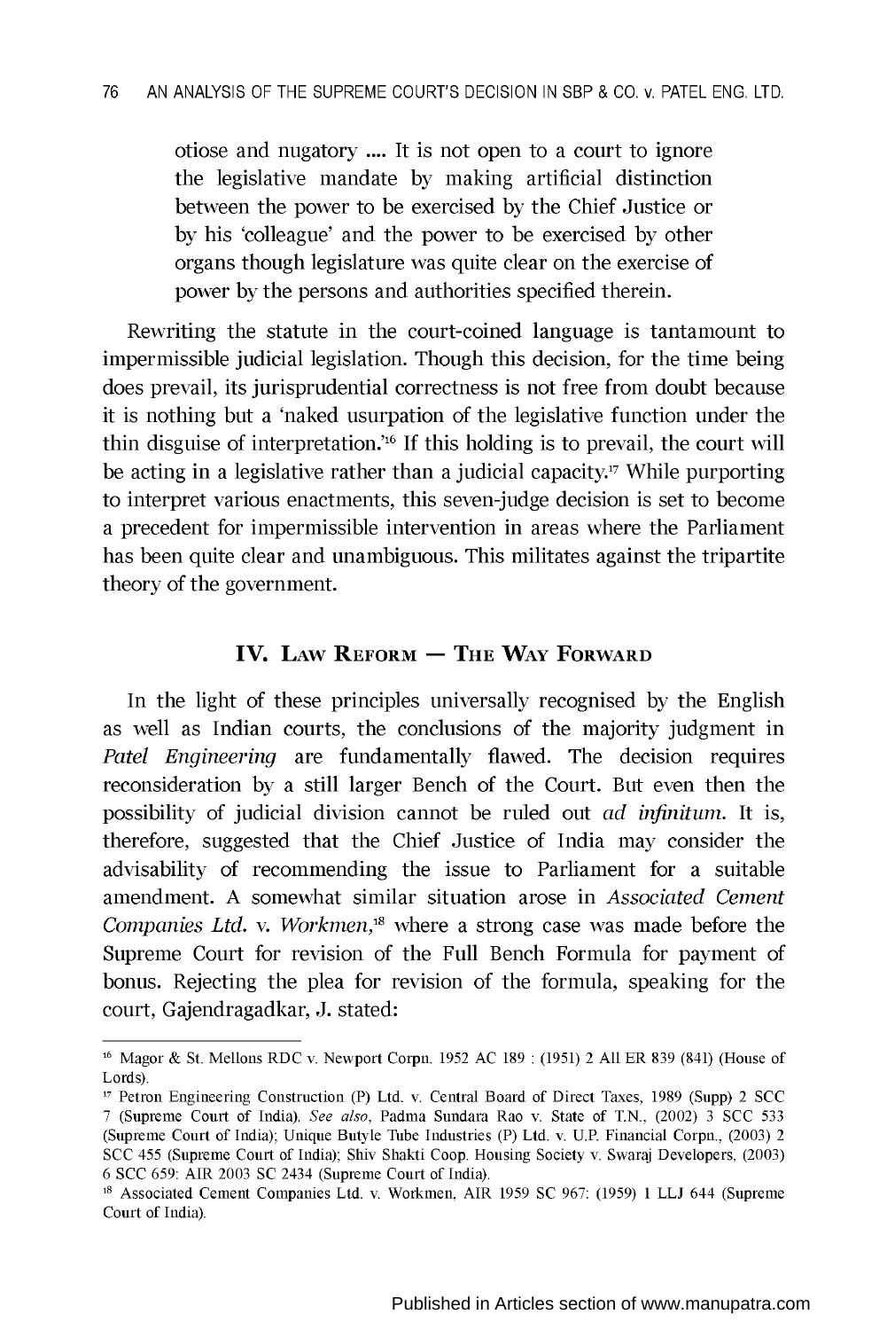> otiose and nugatory .... It is not open to a court to ignore the legislative mandate by making artificial distinction between the power to be exercised by the Chief Justice or by his 'colleague' and the power to be exercised by other organs though legislature was quite clear on the exercise of power by the persons and authorities specified therein.

Rewriting the statute in the court-coined language is tantamount to impermissible judicial legislation. Though this decision, for the time being does prevail, its jurisprudential correctness is not free from doubt because it is nothing but a 'naked usurpation of the legislative function under the thin disguise of interpretation.'[16] If this holding is to prevail, the court will be acting in a legislative rather than a judicial capacity.[17] While purporting to interpret various enactments, this seven-judge decision is set to become a precedent for impermissible intervention in areas where the Parliament has been quite clear and unambiguous. This militates against the tripartite theory of the government.

## IV. Law Reform — The Way Forward

In the light of these principles universally recognised by the English as well as Indian courts, the conclusions of the majority judgment in *Patel Engineering* are fundamentally flawed. The decision requires reconsideration by a still larger Bench of the Court. But even then the possibility of judicial division cannot be ruled out *ad infinitum*. It is, therefore, suggested that the Chief Justice of India may consider the advisability of recommending the issue to Parliament for a suitable amendment. A somewhat similar situation arose in *Associated Cement Companies Ltd.* v. *Workmen*,[18] where a strong case was made before the Supreme Court for revision of the Full Bench Formula for payment of bonus. Rejecting the plea for revision of the formula, speaking for the court, Gajendragadkar, J. stated:

---

[16] Magor & St. Mellons RDC v. Newport Corpn. 1952 AC 189 : (1951) 2 All ER 839 (841) (House of Lords).

[17] Petron Engineering Construction (P) Ltd. v. Central Board of Direct Taxes, 1989 (Supp) 2 SCC 7 (Supreme Court of India). *See also*, Padma Sundara Rao v. State of T.N., (2002) 3 SCC 533 (Supreme Court of India); Unique Butyle Tube Industries (P) Ltd. v. U.P. Financial Corpn., (2003) 2 SCC 455 (Supreme Court of India); Shiv Shakti Coop. Housing Society v. Swaraj Developers, (2003) 6 SCC 659: AIR 2003 SC 2434 (Supreme Court of India).

[18] Associated Cement Companies Ltd. v. Workmen, AIR 1959 SC 967: (1959) 1 LLJ 644 (Supreme Court of India).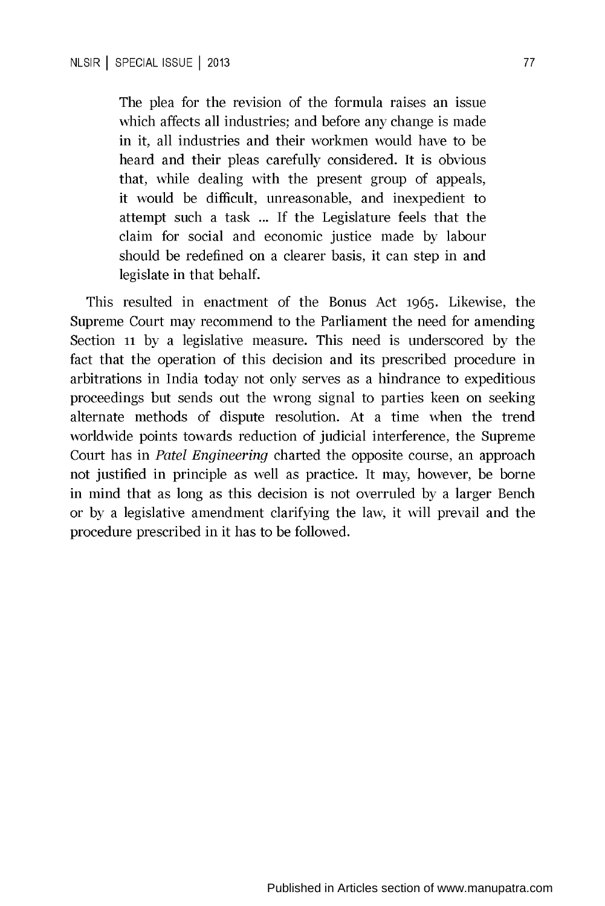> The plea for the revision of the formula raises an issue which affects all industries; and before any change is made in it, all industries and their workmen would have to be heard and their pleas carefully considered. It is obvious that, while dealing with the present group of appeals, it would be difficult, unreasonable, and inexpedient to attempt such a task ... If the Legislature feels that the claim for social and economic justice made by labour should be redefined on a clearer basis, it can step in and legislate in that behalf.

This resulted in enactment of the Bonus Act 1965. Likewise, the Supreme Court may recommend to the Parliament the need for amending Section 11 by a legislative measure. This need is underscored by the fact that the operation of this decision and its prescribed procedure in arbitrations in India today not only serves as a hindrance to expeditious proceedings but sends out the wrong signal to parties keen on seeking alternate methods of dispute resolution. At a time when the trend worldwide points towards reduction of judicial interference, the Supreme Court has in *Patel Engineering* charted the opposite course, an approach not justified in principle as well as practice. It may, however, be borne in mind that as long as this decision is not overruled by a larger Bench or by a legislative amendment clarifying the law, it will prevail and the procedure prescribed in it has to be followed.